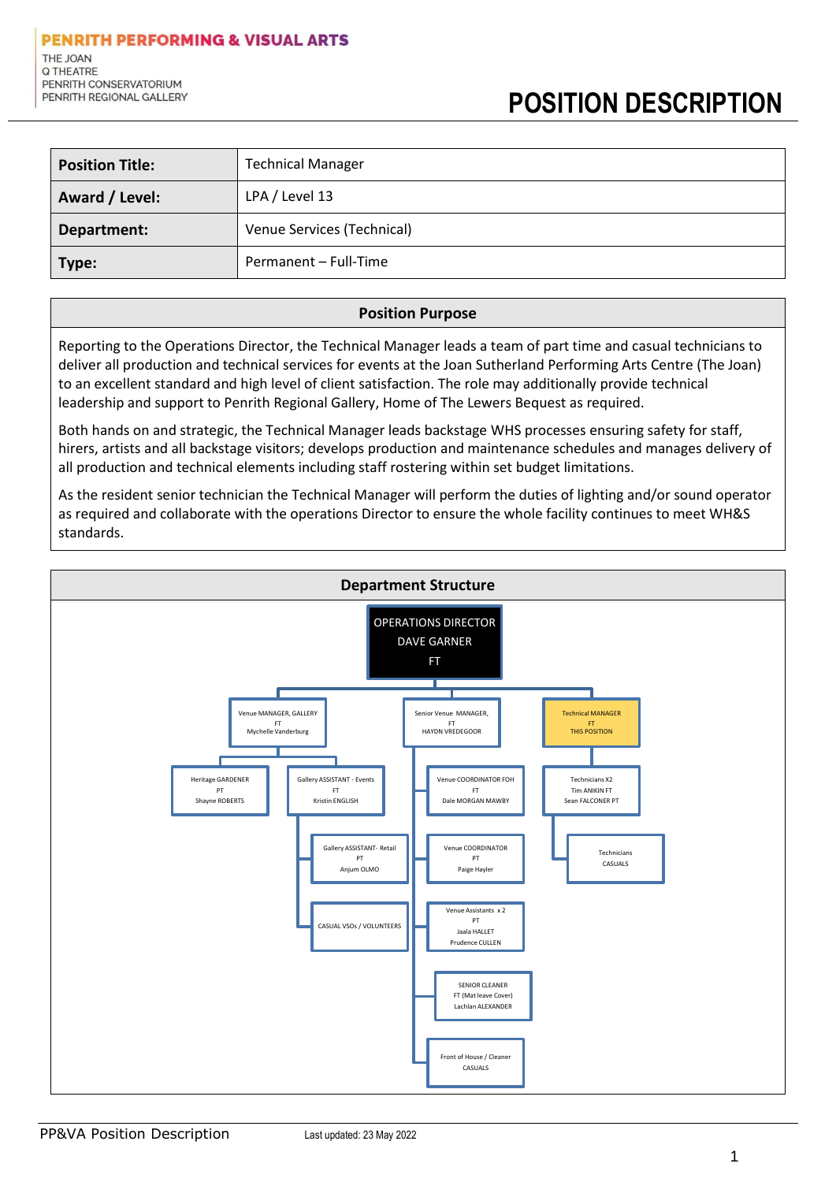PENRITH PERFORMING & VISUAL ARTS
THE JOAN
Q THEATRE
PENRITH CONSERVATORIUM
PENRITH REGIONAL GALLERY

# POSITION DESCRIPTION

| **Position Title:** | Technical Manager |
|---|---|
| **Award / Level:** | LPA / Level 13 |
| **Department:** | Venue Services (Technical) |
| **Type:** | Permanent – Full-Time |

## Position Purpose

Reporting to the Operations Director, the Technical Manager leads a team of part time and casual technicians to deliver all production and technical services for events at the Joan Sutherland Performing Arts Centre (The Joan) to an excellent standard and high level of client satisfaction. The role may additionally provide technical leadership and support to Penrith Regional Gallery, Home of The Lewers Bequest as required.

Both hands on and strategic, the Technical Manager leads backstage WHS processes ensuring safety for staff, hirers, artists and all backstage visitors; develops production and maintenance schedules and manages delivery of all production and technical elements including staff rostering within set budget limitations.

As the resident senior technician the Technical Manager will perform the duties of lighting and/or sound operator as required and collaborate with the operations Director to ensure the whole facility continues to meet WH&S standards.

## Department Structure

- OPERATIONS DIRECTOR – DAVE GARNER – FT
  - Venue MANAGER, GALLERY – FT – Mychelle Vanderburg
    - Heritage GARDENER – PT – Shayne ROBERTS
    - Gallery ASSISTANT - Events – FT – Kristin ENGLISH
      - Gallery ASSISTANT- Retail – PT – Anjum OLMO
      - CASUAL VSOs / VOLUNTEERS
  - Senior Venue MANAGER, – FT – HAYDN VREDEGOOR
    - Venue COORDINATOR FOH – FT – Dale MORGAN MAWBY
    - Venue COORDINATOR – PT – Paige Hayler
    - Venue Assistants x 2 – PT – Jaala HALLET, Prudence CULLEN
    - SENIOR CLEANER – FT (Mat leave Cover) – Lachlan ALEXANDER
    - Front of House / Cleaner – CASUALS
  - Technical MANAGER – FT – THIS POSITION
    - Technicians X2 – Tim ANIKIN FT, Sean FALCONER PT
      - Technicians – CASUALS

PP&VA Position Description    Last updated: 23 May 2022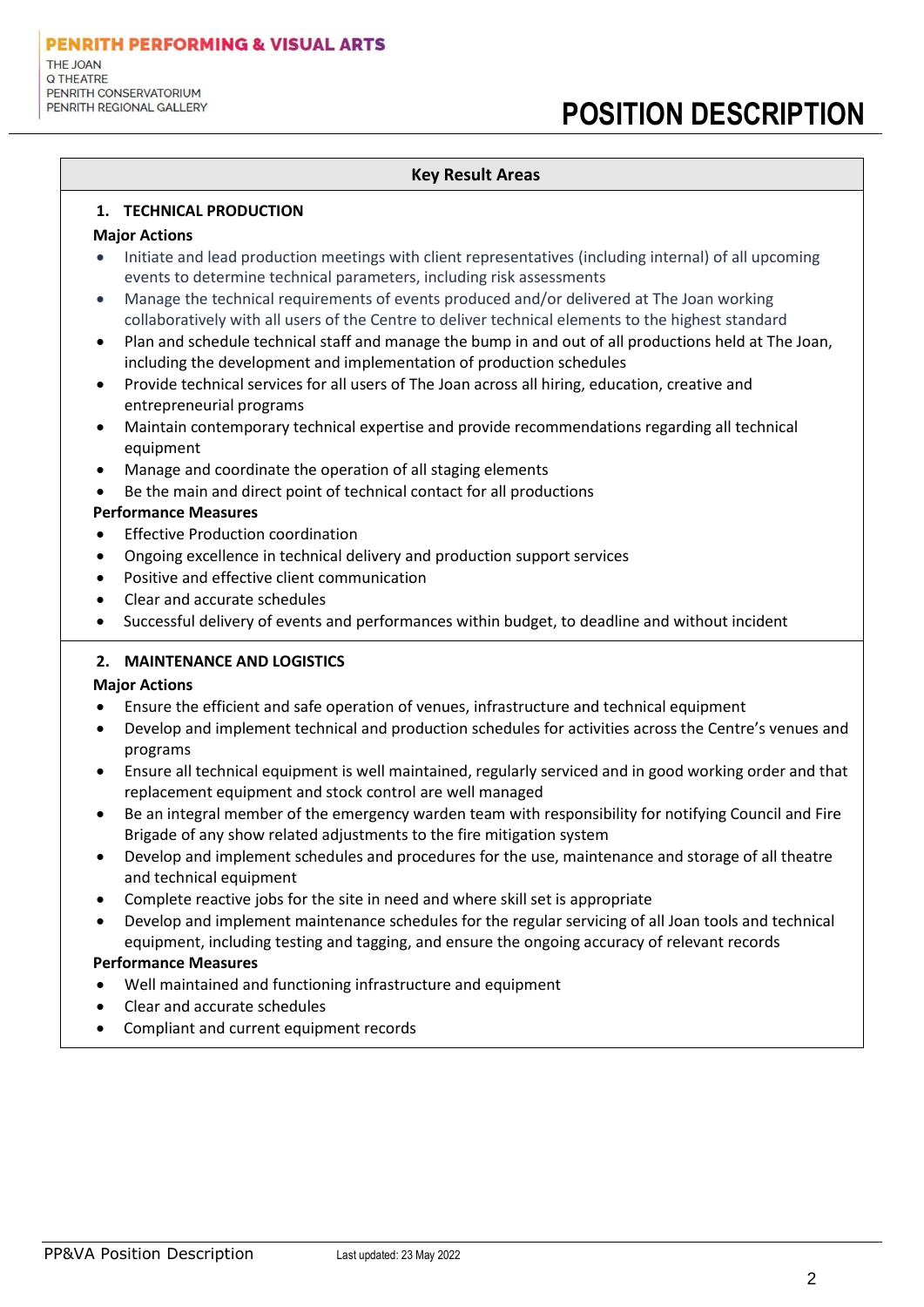## Key Result Areas

### 1. TECHNICAL PRODUCTION

**Major Actions**

- Initiate and lead production meetings with client representatives (including internal) of all upcoming events to determine technical parameters, including risk assessments
- Manage the technical requirements of events produced and/or delivered at The Joan working collaboratively with all users of the Centre to deliver technical elements to the highest standard
- Plan and schedule technical staff and manage the bump in and out of all productions held at The Joan, including the development and implementation of production schedules
- Provide technical services for all users of The Joan across all hiring, education, creative and entrepreneurial programs
- Maintain contemporary technical expertise and provide recommendations regarding all technical equipment
- Manage and coordinate the operation of all staging elements
- Be the main and direct point of technical contact for all productions

**Performance Measures**

- Effective Production coordination
- Ongoing excellence in technical delivery and production support services
- Positive and effective client communication
- Clear and accurate schedules
- Successful delivery of events and performances within budget, to deadline and without incident

### 2. MAINTENANCE AND LOGISTICS

**Major Actions**

- Ensure the efficient and safe operation of venues, infrastructure and technical equipment
- Develop and implement technical and production schedules for activities across the Centre's venues and programs
- Ensure all technical equipment is well maintained, regularly serviced and in good working order and that replacement equipment and stock control are well managed
- Be an integral member of the emergency warden team with responsibility for notifying Council and Fire Brigade of any show related adjustments to the fire mitigation system
- Develop and implement schedules and procedures for the use, maintenance and storage of all theatre and technical equipment
- Complete reactive jobs for the site in need and where skill set is appropriate
- Develop and implement maintenance schedules for the regular servicing of all Joan tools and technical equipment, including testing and tagging, and ensure the ongoing accuracy of relevant records

**Performance Measures**

- Well maintained and functioning infrastructure and equipment
- Clear and accurate schedules
- Compliant and current equipment records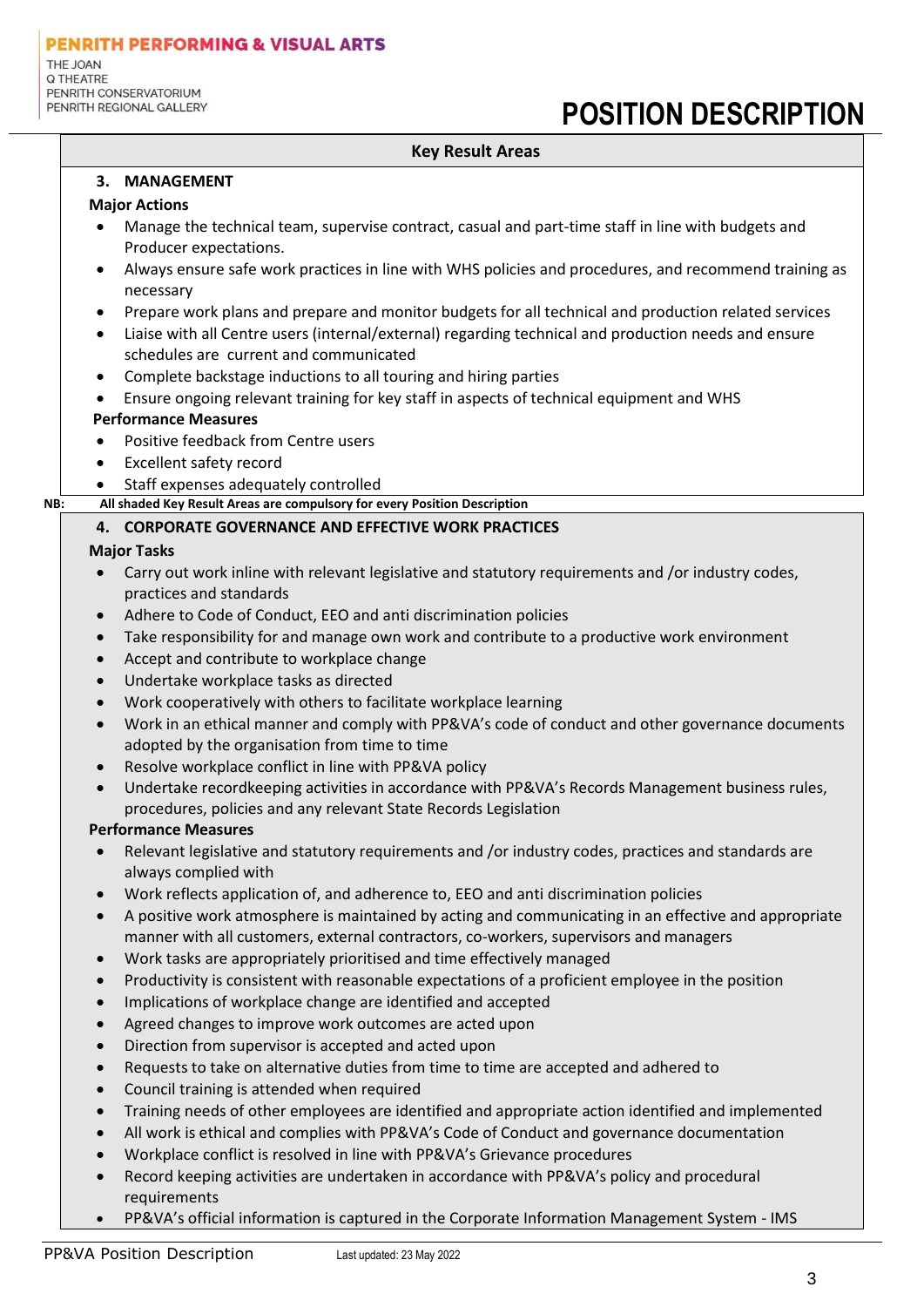## Key Result Areas

### 3. MANAGEMENT

**Major Actions**

- Manage the technical team, supervise contract, casual and part-time staff in line with budgets and Producer expectations.
- Always ensure safe work practices in line with WHS policies and procedures, and recommend training as necessary
- Prepare work plans and prepare and monitor budgets for all technical and production related services
- Liaise with all Centre users (internal/external) regarding technical and production needs and ensure schedules are current and communicated
- Complete backstage inductions to all touring and hiring parties
- Ensure ongoing relevant training for key staff in aspects of technical equipment and WHS

**Performance Measures**

- Positive feedback from Centre users
- Excellent safety record
- Staff expenses adequately controlled

**NB: All shaded Key Result Areas are compulsory for every Position Description**

### 4. CORPORATE GOVERNANCE AND EFFECTIVE WORK PRACTICES

**Major Tasks**

- Carry out work inline with relevant legislative and statutory requirements and /or industry codes, practices and standards
- Adhere to Code of Conduct, EEO and anti discrimination policies
- Take responsibility for and manage own work and contribute to a productive work environment
- Accept and contribute to workplace change
- Undertake workplace tasks as directed
- Work cooperatively with others to facilitate workplace learning
- Work in an ethical manner and comply with PP&VA's code of conduct and other governance documents adopted by the organisation from time to time
- Resolve workplace conflict in line with PP&VA policy
- Undertake recordkeeping activities in accordance with PP&VA's Records Management business rules, procedures, policies and any relevant State Records Legislation

**Performance Measures**

- Relevant legislative and statutory requirements and /or industry codes, practices and standards are always complied with
- Work reflects application of, and adherence to, EEO and anti discrimination policies
- A positive work atmosphere is maintained by acting and communicating in an effective and appropriate manner with all customers, external contractors, co-workers, supervisors and managers
- Work tasks are appropriately prioritised and time effectively managed
- Productivity is consistent with reasonable expectations of a proficient employee in the position
- Implications of workplace change are identified and accepted
- Agreed changes to improve work outcomes are acted upon
- Direction from supervisor is accepted and acted upon
- Requests to take on alternative duties from time to time are accepted and adhered to
- Council training is attended when required
- Training needs of other employees are identified and appropriate action identified and implemented
- All work is ethical and complies with PP&VA's Code of Conduct and governance documentation
- Workplace conflict is resolved in line with PP&VA's Grievance procedures
- Record keeping activities are undertaken in accordance with PP&VA's policy and procedural requirements
- PP&VA's official information is captured in the Corporate Information Management System - IMS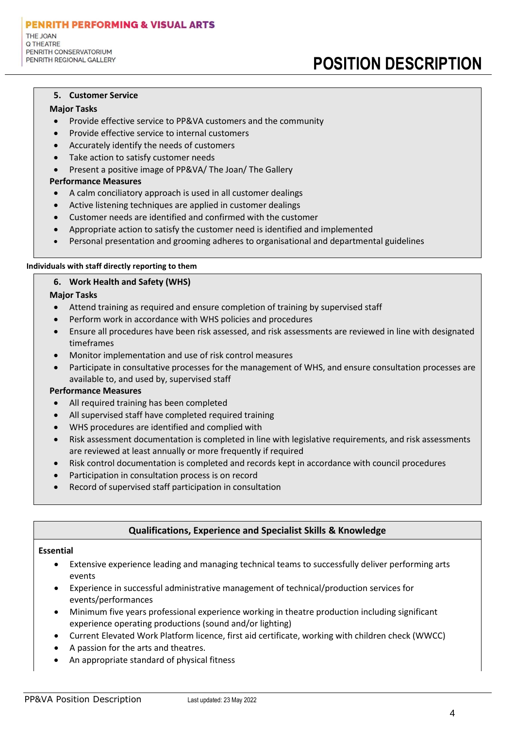### 5. Customer Service

**Major Tasks**

- Provide effective service to PP&VA customers and the community
- Provide effective service to internal customers
- Accurately identify the needs of customers
- Take action to satisfy customer needs
- Present a positive image of PP&VA/ The Joan/ The Gallery

**Performance Measures**

- A calm conciliatory approach is used in all customer dealings
- Active listening techniques are applied in customer dealings
- Customer needs are identified and confirmed with the customer
- Appropriate action to satisfy the customer need is identified and implemented
- Personal presentation and grooming adheres to organisational and departmental guidelines

**Individuals with staff directly reporting to them**

### 6. Work Health and Safety (WHS)

**Major Tasks**

- Attend training as required and ensure completion of training by supervised staff
- Perform work in accordance with WHS policies and procedures
- Ensure all procedures have been risk assessed, and risk assessments are reviewed in line with designated timeframes
- Monitor implementation and use of risk control measures
- Participate in consultative processes for the management of WHS, and ensure consultation processes are available to, and used by, supervised staff

**Performance Measures**

- All required training has been completed
- All supervised staff have completed required training
- WHS procedures are identified and complied with
- Risk assessment documentation is completed in line with legislative requirements, and risk assessments are reviewed at least annually or more frequently if required
- Risk control documentation is completed and records kept in accordance with council procedures
- Participation in consultation process is on record
- Record of supervised staff participation in consultation

## Qualifications, Experience and Specialist Skills & Knowledge

**Essential**

- Extensive experience leading and managing technical teams to successfully deliver performing arts events
- Experience in successful administrative management of technical/production services for events/performances
- Minimum five years professional experience working in theatre production including significant experience operating productions (sound and/or lighting)
- Current Elevated Work Platform licence, first aid certificate, working with children check (WWCC)
- A passion for the arts and theatres.
- An appropriate standard of physical fitness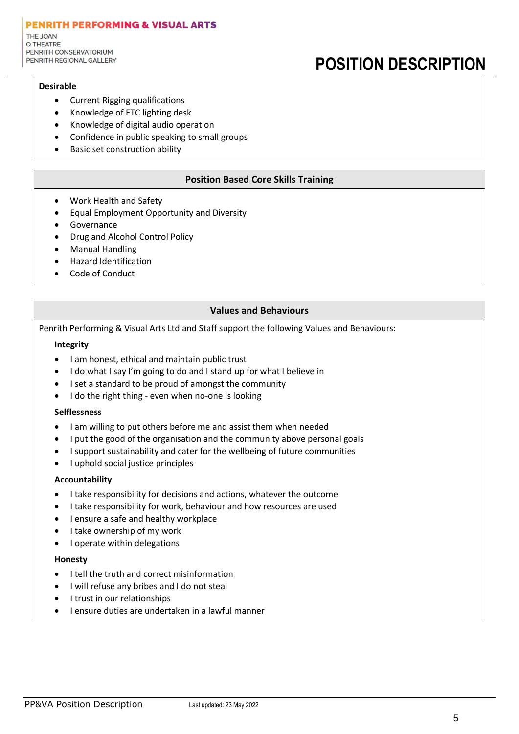**Desirable**

- Current Rigging qualifications
- Knowledge of ETC lighting desk
- Knowledge of digital audio operation
- Confidence in public speaking to small groups
- Basic set construction ability

## Position Based Core Skills Training

- Work Health and Safety
- Equal Employment Opportunity and Diversity
- Governance
- Drug and Alcohol Control Policy
- Manual Handling
- Hazard Identification
- Code of Conduct

## Values and Behaviours

Penrith Performing & Visual Arts Ltd and Staff support the following Values and Behaviours:

**Integrity**

- I am honest, ethical and maintain public trust
- I do what I say I'm going to do and I stand up for what I believe in
- I set a standard to be proud of amongst the community
- I do the right thing - even when no-one is looking

**Selflessness**

- I am willing to put others before me and assist them when needed
- I put the good of the organisation and the community above personal goals
- I support sustainability and cater for the wellbeing of future communities
- I uphold social justice principles

**Accountability**

- I take responsibility for decisions and actions, whatever the outcome
- I take responsibility for work, behaviour and how resources are used
- I ensure a safe and healthy workplace
- I take ownership of my work
- I operate within delegations

**Honesty**

- I tell the truth and correct misinformation
- I will refuse any bribes and I do not steal
- I trust in our relationships
- I ensure duties are undertaken in a lawful manner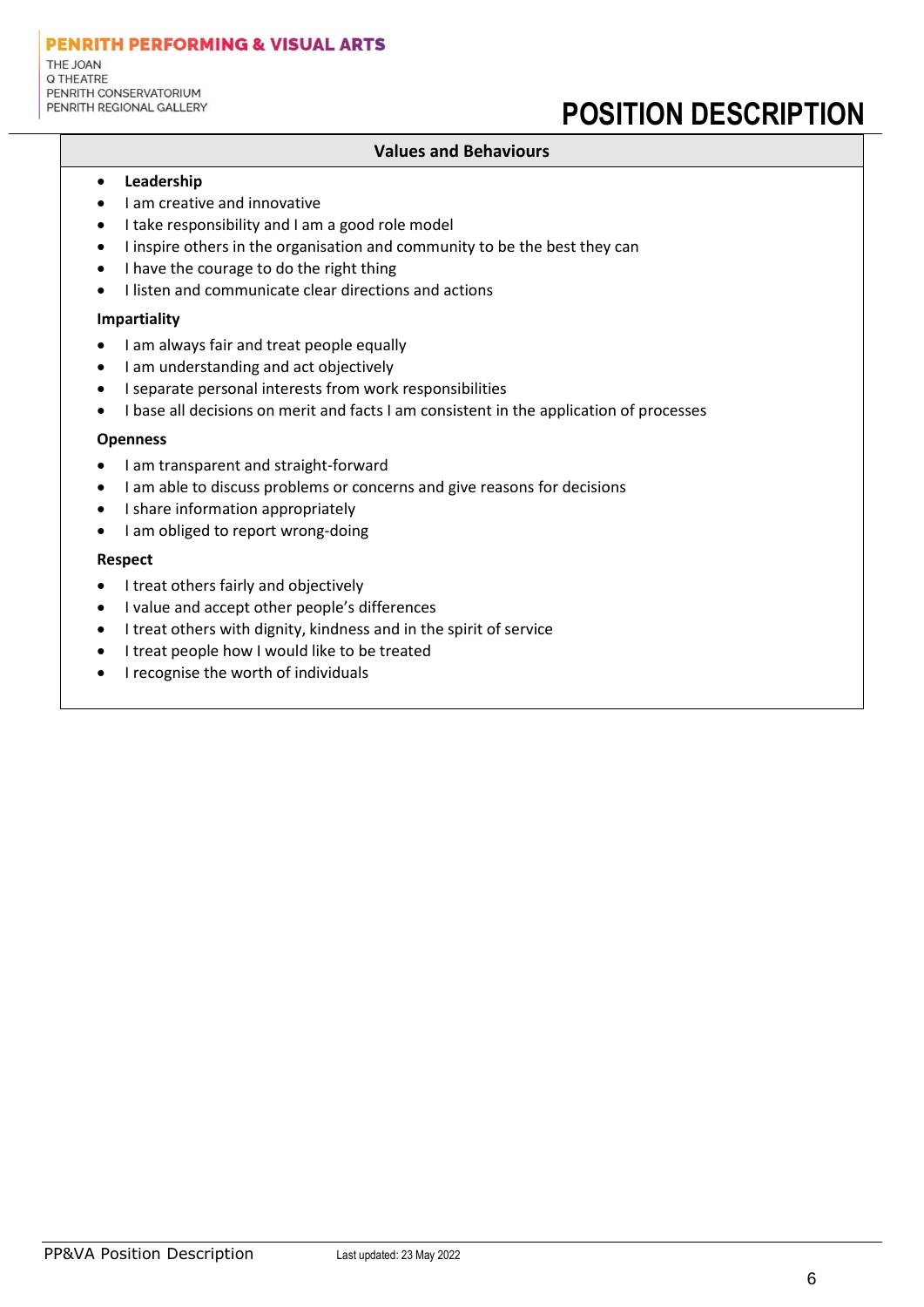## Values and Behaviours

- **Leadership**
- I am creative and innovative
- I take responsibility and I am a good role model
- I inspire others in the organisation and community to be the best they can
- I have the courage to do the right thing
- I listen and communicate clear directions and actions

**Impartiality**

- I am always fair and treat people equally
- I am understanding and act objectively
- I separate personal interests from work responsibilities
- I base all decisions on merit and facts I am consistent in the application of processes

**Openness**

- I am transparent and straight-forward
- I am able to discuss problems or concerns and give reasons for decisions
- I share information appropriately
- I am obliged to report wrong-doing

**Respect**

- I treat others fairly and objectively
- I value and accept other people's differences
- I treat others with dignity, kindness and in the spirit of service
- I treat people how I would like to be treated
- I recognise the worth of individuals